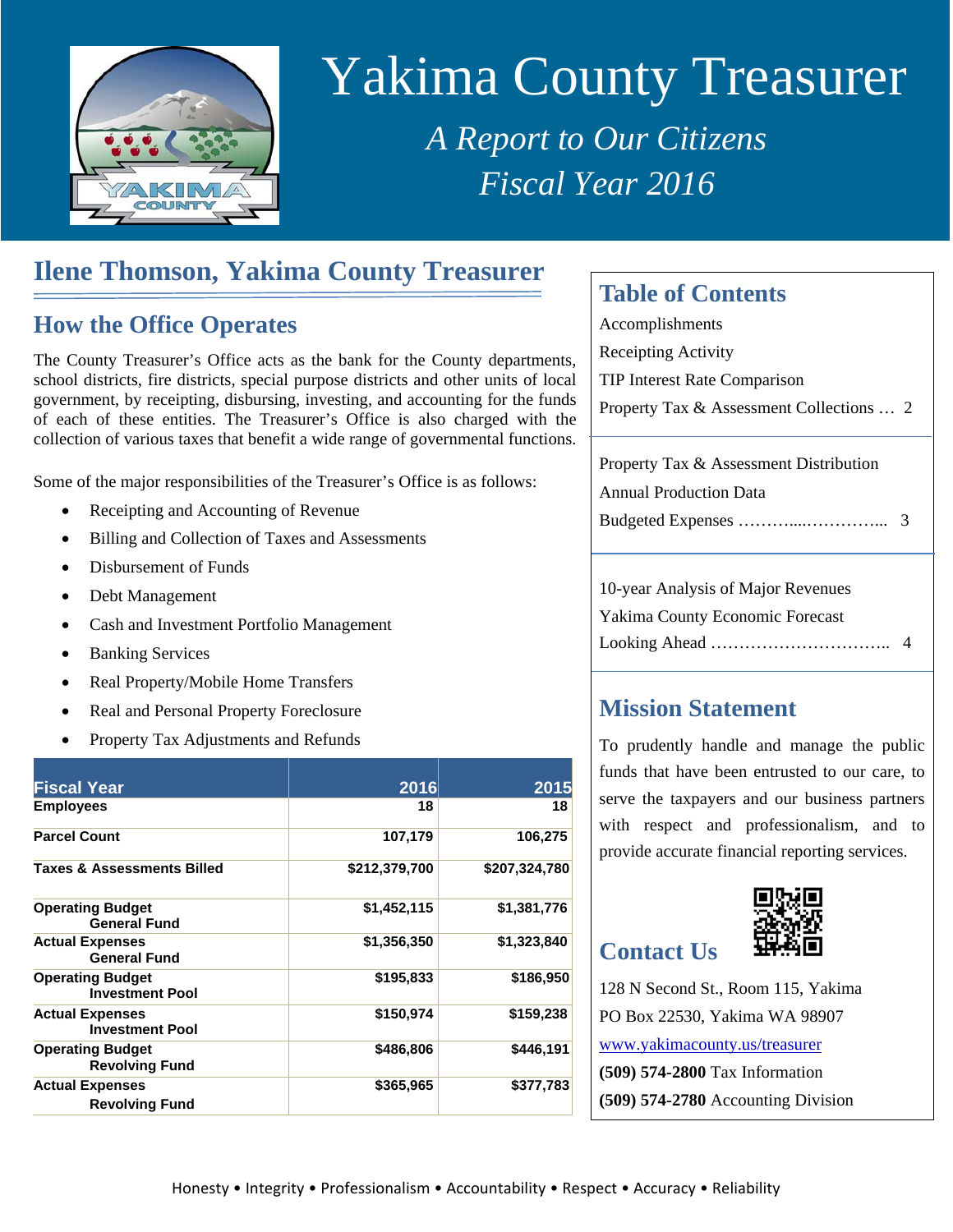# Yakima County Treasurer

*A Report to Our Citizens*

*Fiscal Year 2016*

## Ilene Thomson, Yakima County Treasurer

### How the Office Operates

The County Treasurer's Office acts as the bank for the County departments, school districts, fire districts, special purpose districts and other units of local government, by receipting, disbursing, investing, and accounting for the funds of each of these entities. The Treasurer's Office is also charged with the collection of various taxes that benefit a wide range of governmental functions.

Some of the major responsibilities of the Treasurer's Office is as follows:

- Receipting and Accounting of Revenue
- Billing and Collection of Taxes and Assessments
- Disbursement of Funds
- Debt Management
- Cash and Investment Portfolio Management
- Banking Services
- Real Property/Mobile Home Transfers
- Real and Personal Property Foreclosure
- Property Tax Adjustments and Refunds

| Fiscal Year | 2016 | 2015 |
|---|---|---|
| Employees | 18 | 18 |
| Parcel Count | 107,179 | 106,275 |
| Taxes & Assessments Billed | $212,379,700 | $207,324,780 |
| Operating Budget General Fund | $1,452,115 | $1,381,776 |
| Actual Expenses General Fund | $1,356,350 | $1,323,840 |
| Operating Budget Investment Pool | $195,833 | $186,950 |
| Actual Expenses Investment Pool | $150,974 | $159,238 |
| Operating Budget Revolving Fund | $486,806 | $446,191 |
| Actual Expenses Revolving Fund | $365,965 | $377,783 |

## Table of Contents

Accomplishments
Receipting Activity
TIP Interest Rate Comparison
Property Tax & Assessment Collections … 2

Property Tax & Assessment Distribution
Annual Production Data
Budgeted Expenses ………....…………... 3

10-year Analysis of Major Revenues
Yakima County Economic Forecast
Looking Ahead ………………………….. 4

## Mission Statement

To prudently handle and manage the public funds that have been entrusted to our care, to serve the taxpayers and our business partners with respect and professionalism, and to provide accurate financial reporting services.

## Contact Us

128 N Second St., Room 115, Yakima
PO Box 22530, Yakima WA 98907
www.yakimacounty.us/treasurer
**(509) 574-2800** Tax Information
**(509) 574-2780** Accounting Division

Honesty • Integrity • Professionalism • Accountability • Respect • Accuracy • Reliability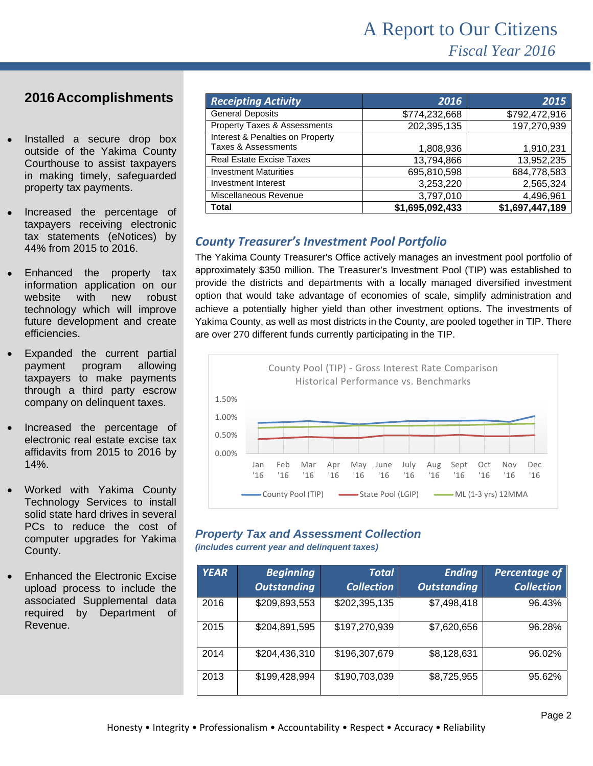## 2016 Accomplishments

- Installed a secure drop box outside of the Yakima County Courthouse to assist taxpayers in making timely, safeguarded property tax payments.
- Increased the percentage of taxpayers receiving electronic tax statements (eNotices) by 44% from 2015 to 2016.
- Enhanced the property tax information application on our website with new robust technology which will improve future development and create efficiencies.
- Expanded the current partial payment program allowing taxpayers to make payments through a third party escrow company on delinquent taxes.
- Increased the percentage of electronic real estate excise tax affidavits from 2015 to 2016 by 14%.
- Worked with Yakima County Technology Services to install solid state hard drives in several PCs to reduce the cost of computer upgrades for Yakima County.
- Enhanced the Electronic Excise upload process to include the associated Supplemental data required by Department of Revenue.

| Receipting Activity | 2016 | 2015 |
|---|---:|---:|
| General Deposits | $774,232,668 | $792,472,916 |
| Property Taxes & Assessments | 202,395,135 | 197,270,939 |
| Interest & Penalties on Property Taxes & Assessments | 1,808,936 | 1,910,231 |
| Real Estate Excise Taxes | 13,794,866 | 13,952,235 |
| Investment Maturities | 695,810,598 | 684,778,583 |
| Investment Interest | 3,253,220 | 2,565,324 |
| Miscellaneous Revenue | 3,797,010 | 4,496,961 |
| **Total** | **$1,695,092,433** | **$1,697,447,189** |

### *County Treasurer's Investment Pool Portfolio*

The Yakima County Treasurer's Office actively manages an investment pool portfolio of approximately $350 million. The Treasurer's Investment Pool (TIP) was established to provide the districts and departments with a locally managed diversified investment option that would take advantage of economies of scale, simplify administration and achieve a potentially higher yield than other investment options. The investments of Yakima County, as well as most districts in the County, are pooled together in TIP. There are over 270 different funds currently participating in the TIP.

County Pool (TIP) - Gross Interest Rate Comparison
Historical Performance vs. Benchmarks

Legend: County Pool (TIP), State Pool (LGIP), ML (1-3 yrs) 12MMA. Months: Jan '16 through Dec '16; y-axis 0.00% to 1.50%.

### *Property Tax and Assessment Collection*

***(includes current year and delinquent taxes)***

| YEAR | Beginning Outstanding | Total Collection | Ending Outstanding | Percentage of Collection |
|---|---:|---:|---:|---:|
| 2016 | $209,893,553 | $202,395,135 | $7,498,418 | 96.43% |
| 2015 | $204,891,595 | $197,270,939 | $7,620,656 | 96.28% |
| 2014 | $204,436,310 | $196,307,679 | $8,128,631 | 96.02% |
| 2013 | $199,428,994 | $190,703,039 | $8,725,955 | 95.62% |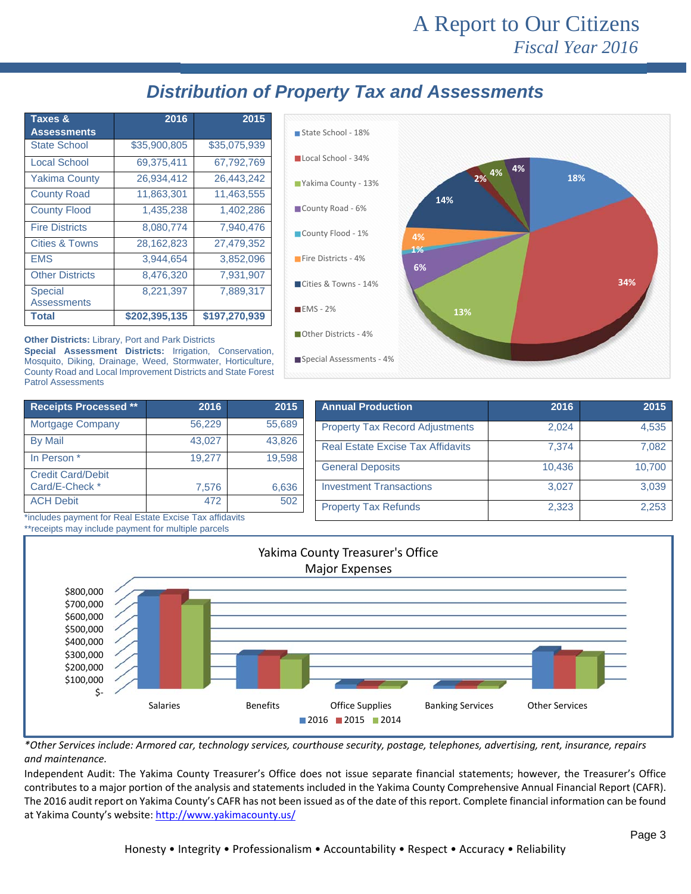# Distribution of Property Tax and Assessments

| Taxes & Assessments | 2016 | 2015 |
|---|---|---|
| State School | $35,900,805 | $35,075,939 |
| Local School | 69,375,411 | 67,792,769 |
| Yakima County | 26,934,412 | 26,443,242 |
| County Road | 11,863,301 | 11,463,555 |
| County Flood | 1,435,238 | 1,402,286 |
| Fire Districts | 8,080,774 | 7,940,476 |
| Cities & Towns | 28,162,823 | 27,479,352 |
| EMS | 3,944,654 | 3,852,096 |
| Other Districts | 8,476,320 | 7,931,907 |
| Special Assessments | 8,221,397 | 7,889,317 |
| **Total** | **$202,395,135** | **$197,270,939** |

**Other Districts:** Library, Port and Park Districts
**Special Assessment Districts:** Irrigation, Conservation, Mosquito, Diking, Drainage, Weed, Stormwater, Horticulture, County Road and Local Improvement Districts and State Forest Patrol Assessments

- State School - 18%
- Local School - 34%
- Yakima County - 13%
- County Road - 6%
- County Flood - 1%
- Fire Districts - 4%
- Cities & Towns - 14%
- EMS - 2%
- Other Districts - 4%
- Special Assessments - 4%

| Receipts Processed ** | 2016 | 2015 |
|---|---|---|
| Mortgage Company | 56,229 | 55,689 |
| By Mail | 43,027 | 43,826 |
| In Person * | 19,277 | 19,598 |
| Credit Card/Debit Card/E-Check * | 7,576 | 6,636 |
| ACH Debit | 472 | 502 |

*includes payment for Real Estate Excise Tax affidavits
**receipts may include payment for multiple parcels

| Annual Production | 2016 | 2015 |
|---|---|---|
| Property Tax Record Adjustments | 2,024 | 4,535 |
| Real Estate Excise Tax Affidavits | 7,374 | 7,082 |
| General Deposits | 10,436 | 10,700 |
| Investment Transactions | 3,027 | 3,039 |
| Property Tax Refunds | 2,323 | 2,253 |

Yakima County Treasurer's Office
Major Expenses

Salaries, Benefits, Office Supplies, Banking Services, Other Services (2016, 2015, 2014)

*\*Other Services include: Armored car, technology services, courthouse security, postage, telephones, advertising, rent, insurance, repairs and maintenance.*

Independent Audit: The Yakima County Treasurer's Office does not issue separate financial statements; however, the Treasurer's Office contributes to a major portion of the analysis and statements included in the Yakima County Comprehensive Annual Financial Report (CAFR). The 2016 audit report on Yakima County's CAFR has not been issued as of the date of this report. Complete financial information can be found at Yakima County's website: http://www.yakimacounty.us/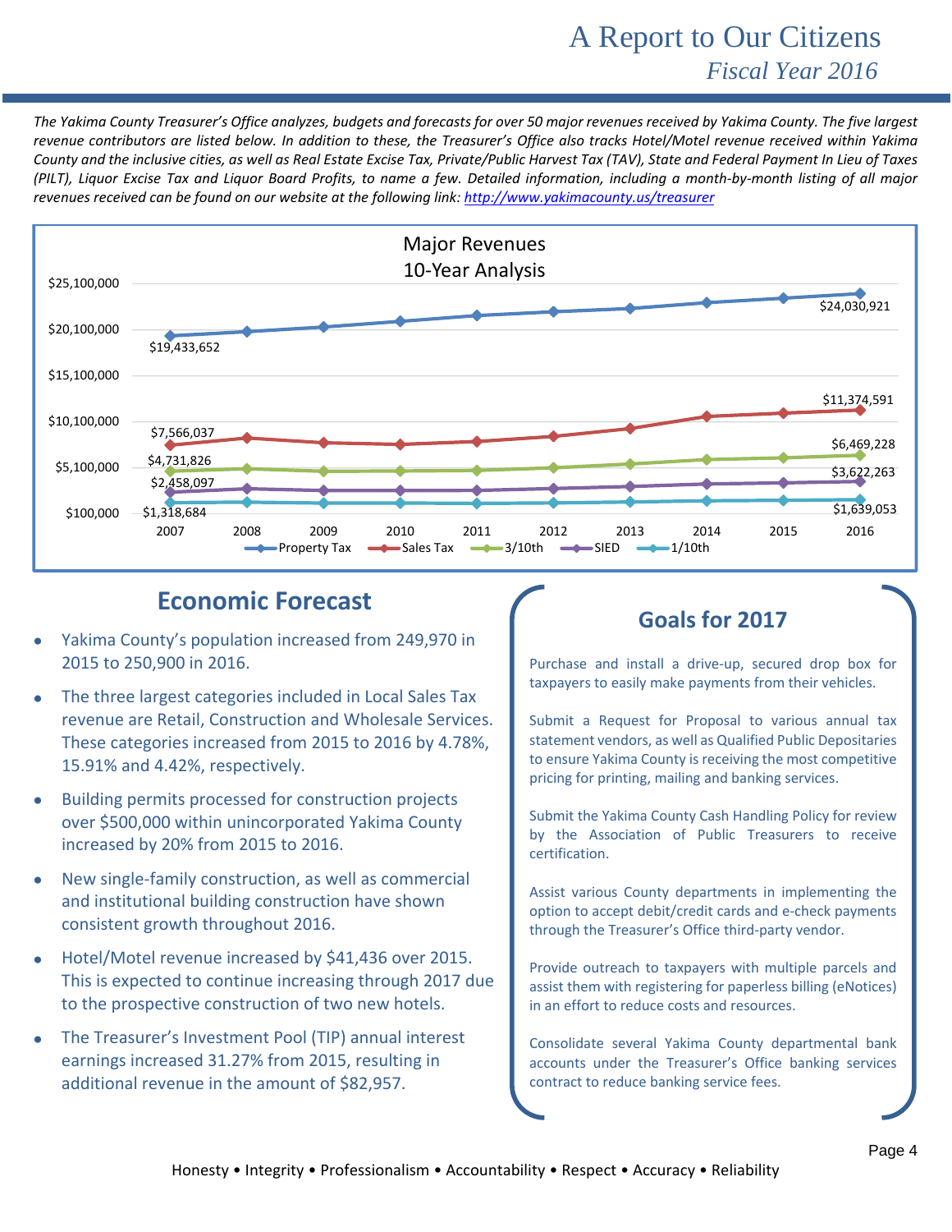# A Report to Our Citizens

*Fiscal Year 2016*

*The Yakima County Treasurer's Office analyzes, budgets and forecasts for over 50 major revenues received by Yakima County. The five largest revenue contributors are listed below. In addition to these, the Treasurer's Office also tracks Hotel/Motel revenue received within Yakima County and the inclusive cities, as well as Real Estate Excise Tax, Private/Public Harvest Tax (TAV), State and Federal Payment In Lieu of Taxes (PILT), Liquor Excise Tax and Liquor Board Profits, to name a few. Detailed information, including a month-by-month listing of all major revenues received can be found on our website at the following link: http://www.yakimacounty.us/treasurer*

Major Revenues
10-Year Analysis

$25,100,000
$20,100,000
$15,100,000
$10,100,000
$5,100,000
$100,000

2007 2008 2009 2010 2011 2012 2013 2014 2015 2016

$19,433,652
$24,030,921
$7,566,037
$11,374,591
$4,731,826
$6,469,228
$2,458,097
$3,622,263
$1,318,684
$1,639,053

Property Tax, Sales Tax, 3/10th, SIED, 1/10th

## Economic Forecast

- Yakima County's population increased from 249,970 in 2015 to 250,900 in 2016.
- The three largest categories included in Local Sales Tax revenue are Retail, Construction and Wholesale Services. These categories increased from 2015 to 2016 by 4.78%, 15.91% and 4.42%, respectively.
- Building permits processed for construction projects over $500,000 within unincorporated Yakima County increased by 20% from 2015 to 2016.
- New single-family construction, as well as commercial and institutional building construction have shown consistent growth throughout 2016.
- Hotel/Motel revenue increased by $41,436 over 2015. This is expected to continue increasing through 2017 due to the prospective construction of two new hotels.
- The Treasurer's Investment Pool (TIP) annual interest earnings increased 31.27% from 2015, resulting in additional revenue in the amount of $82,957.

## Goals for 2017

Purchase and install a drive-up, secured drop box for taxpayers to easily make payments from their vehicles.

Submit a Request for Proposal to various annual tax statement vendors, as well as Qualified Public Depositaries to ensure Yakima County is receiving the most competitive pricing for printing, mailing and banking services.

Submit the Yakima County Cash Handling Policy for review by the Association of Public Treasurers to receive certification.

Assist various County departments in implementing the option to accept debit/credit cards and e-check payments through the Treasurer's Office third-party vendor.

Provide outreach to taxpayers with multiple parcels and assist them with registering for paperless billing (eNotices) in an effort to reduce costs and resources.

Consolidate several Yakima County departmental bank accounts under the Treasurer's Office banking services contract to reduce banking service fees.

Honesty • Integrity • Professionalism • Accountability • Respect • Accuracy • Reliability